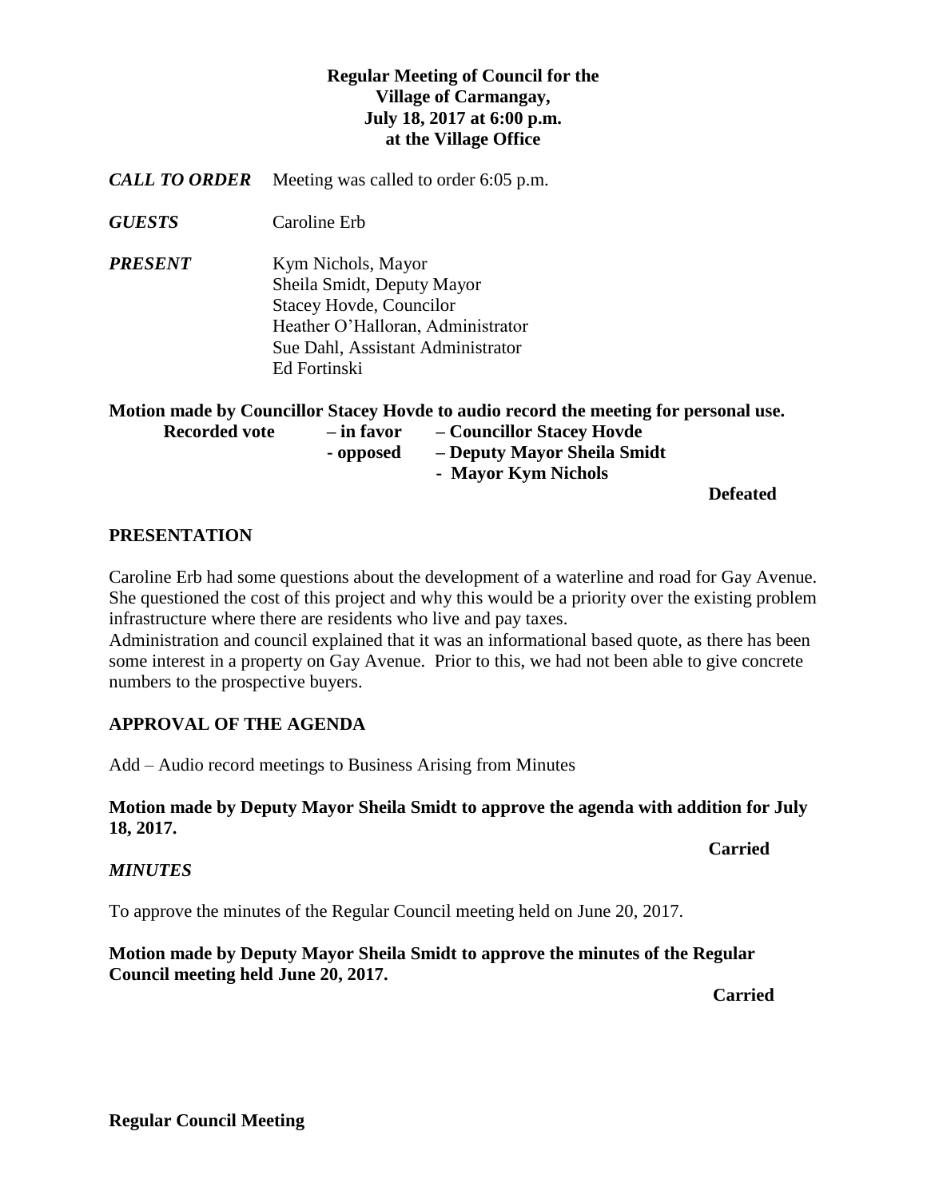**Regular Meeting of Council for the**
**Village of Carmangay,**
**July 18, 2017 at 6:00 p.m.**
**at the Village Office**

***CALL TO ORDER*** Meeting was called to order 6:05 p.m.

***GUESTS*** Caroline Erb

***PRESENT*** Kym Nichols, Mayor
Sheila Smidt, Deputy Mayor
Stacey Hovde, Councilor
Heather O'Halloran, Administrator
Sue Dahl, Assistant Administrator
Ed Fortinski

**Motion made by Councillor Stacey Hovde to audio record the meeting for personal use.**

**Recorded vote – in favor – Councillor Stacey Hovde**
**- opposed – Deputy Mayor Sheila Smidt**
**- Mayor Kym Nichols**

**Defeated**

## PRESENTATION

Caroline Erb had some questions about the development of a waterline and road for Gay Avenue. She questioned the cost of this project and why this would be a priority over the existing problem infrastructure where there are residents who live and pay taxes.
Administration and council explained that it was an informational based quote, as there has been some interest in a property on Gay Avenue. Prior to this, we had not been able to give concrete numbers to the prospective buyers.

## APPROVAL OF THE AGENDA

Add – Audio record meetings to Business Arising from Minutes

**Motion made by Deputy Mayor Sheila Smidt to approve the agenda with addition for July 18, 2017.**

**Carried**

***MINUTES***

To approve the minutes of the Regular Council meeting held on June 20, 2017.

**Motion made by Deputy Mayor Sheila Smidt to approve the minutes of the Regular Council meeting held June 20, 2017.**

**Carried**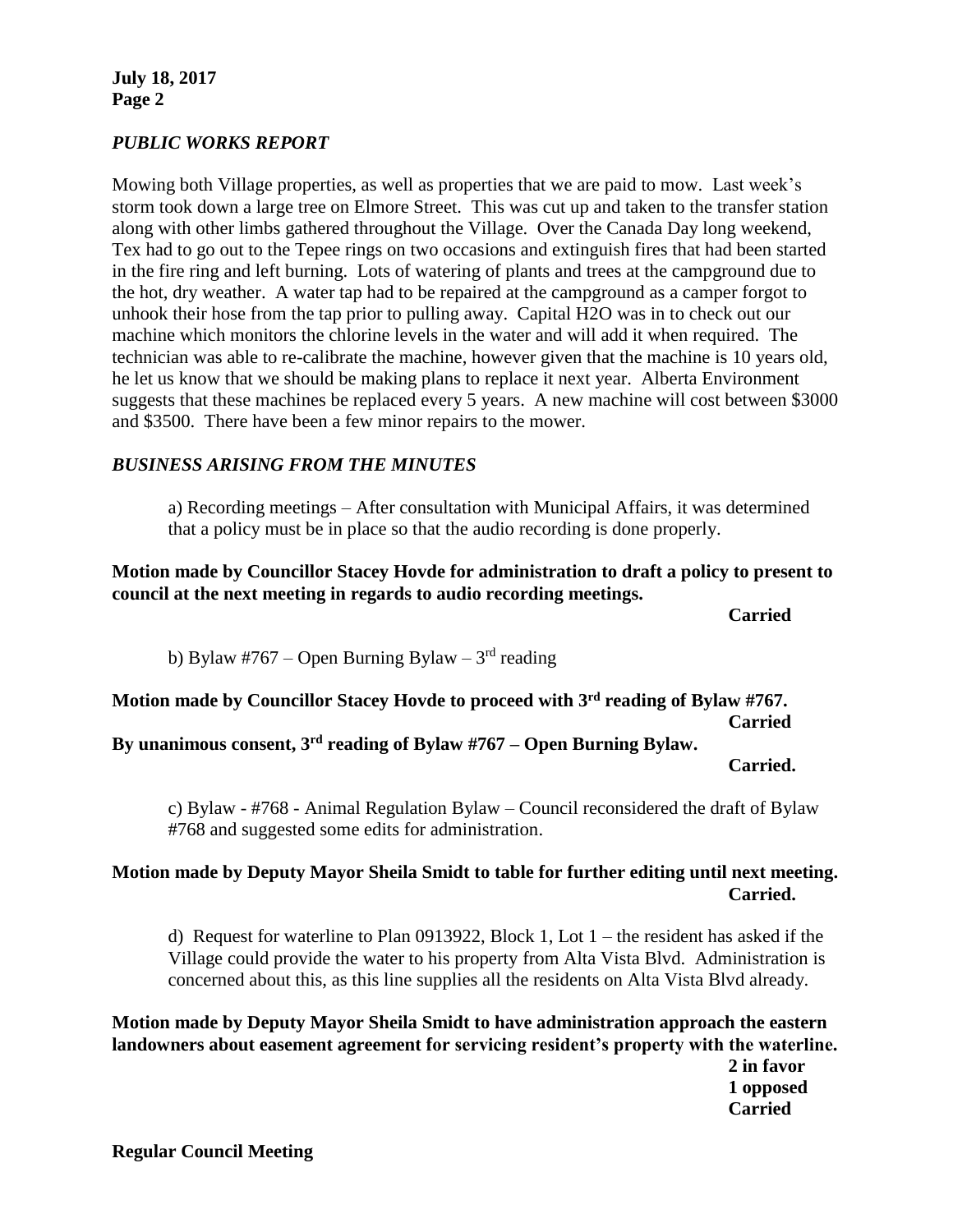### *PUBLIC WORKS REPORT*

Mowing both Village properties, as well as properties that we are paid to mow. Last week's storm took down a large tree on Elmore Street. This was cut up and taken to the transfer station along with other limbs gathered throughout the Village. Over the Canada Day long weekend, Tex had to go out to the Tepee rings on two occasions and extinguish fires that had been started in the fire ring and left burning. Lots of watering of plants and trees at the campground due to the hot, dry weather. A water tap had to be repaired at the campground as a camper forgot to unhook their hose from the tap prior to pulling away. Capital H2O was in to check out our machine which monitors the chlorine levels in the water and will add it when required. The technician was able to re-calibrate the machine, however given that the machine is 10 years old, he let us know that we should be making plans to replace it next year. Alberta Environment suggests that these machines be replaced every 5 years. A new machine will cost between \$3000 and \$3500. There have been a few minor repairs to the mower.

### *BUSINESS ARISING FROM THE MINUTES*

a) Recording meetings – After consultation with Municipal Affairs, it was determined that a policy must be in place so that the audio recording is done properly.

**Motion made by Councillor Stacey Hovde for administration to draft a policy to present to council at the next meeting in regards to audio recording meetings.**

**Carried**

b) Bylaw #767 – Open Burning Bylaw – 3rd reading

**Motion made by Councillor Stacey Hovde to proceed with 3rd reading of Bylaw #767.**

**Carried**

**By unanimous consent, 3rd reading of Bylaw #767 – Open Burning Bylaw.**

**Carried.**

c) Bylaw - #768 - Animal Regulation Bylaw – Council reconsidered the draft of Bylaw #768 and suggested some edits for administration.

**Motion made by Deputy Mayor Sheila Smidt to table for further editing until next meeting.**

**Carried.**

d) Request for waterline to Plan 0913922, Block 1, Lot 1 – the resident has asked if the Village could provide the water to his property from Alta Vista Blvd. Administration is concerned about this, as this line supplies all the residents on Alta Vista Blvd already.

**Motion made by Deputy Mayor Sheila Smidt to have administration approach the eastern landowners about easement agreement for servicing resident's property with the waterline.**

**2 in favor**
**1 opposed**
**Carried**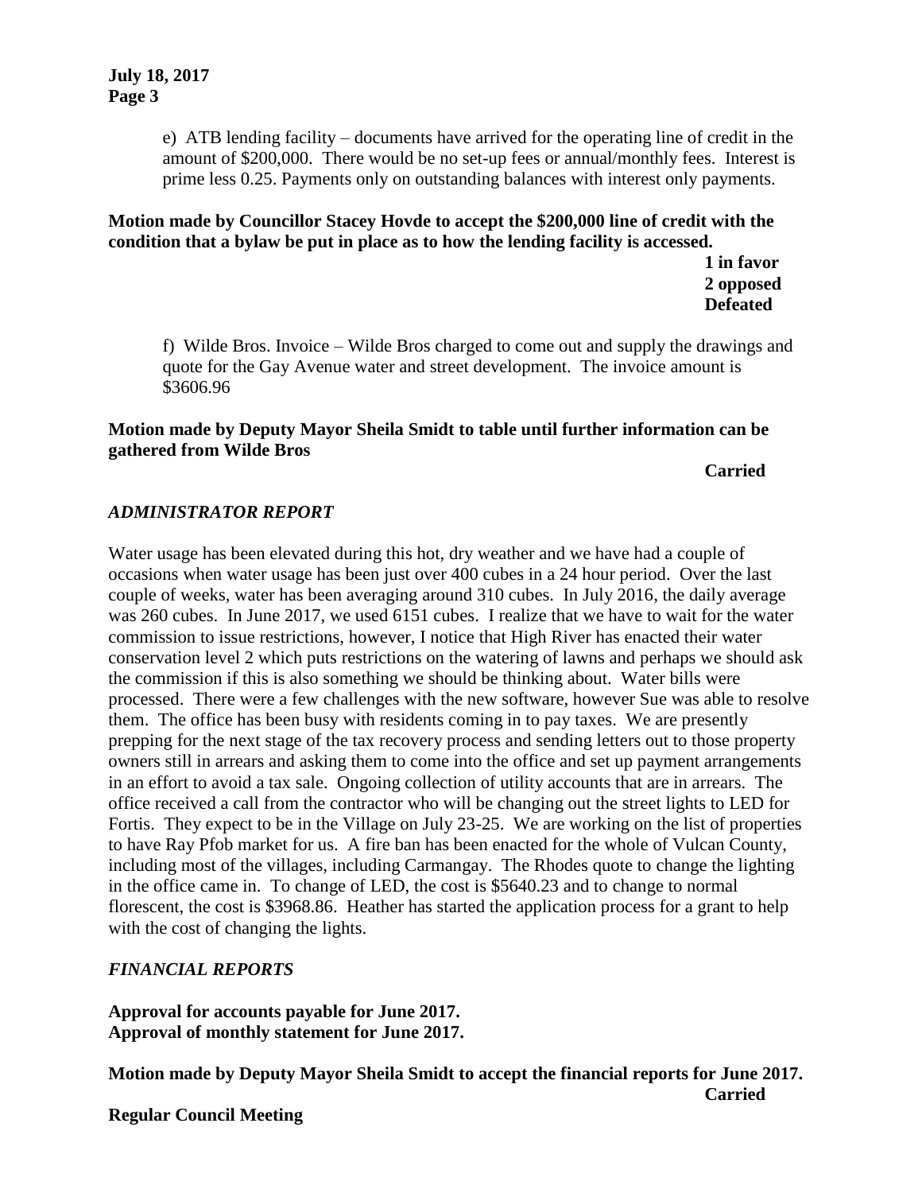e) ATB lending facility – documents have arrived for the operating line of credit in the amount of $200,000. There would be no set-up fees or annual/monthly fees. Interest is prime less 0.25. Payments only on outstanding balances with interest only payments.

**Motion made by Councillor Stacey Hovde to accept the $200,000 line of credit with the condition that a bylaw be put in place as to how the lending facility is accessed.**

**1 in favor**
**2 opposed**
**Defeated**

f) Wilde Bros. Invoice – Wilde Bros charged to come out and supply the drawings and quote for the Gay Avenue water and street development. The invoice amount is $3606.96

**Motion made by Deputy Mayor Sheila Smidt to table until further information can be gathered from Wilde Bros**

**Carried**

## *ADMINISTRATOR REPORT*

Water usage has been elevated during this hot, dry weather and we have had a couple of occasions when water usage has been just over 400 cubes in a 24 hour period. Over the last couple of weeks, water has been averaging around 310 cubes. In July 2016, the daily average was 260 cubes. In June 2017, we used 6151 cubes. I realize that we have to wait for the water commission to issue restrictions, however, I notice that High River has enacted their water conservation level 2 which puts restrictions on the watering of lawns and perhaps we should ask the commission if this is also something we should be thinking about. Water bills were processed. There were a few challenges with the new software, however Sue was able to resolve them. The office has been busy with residents coming in to pay taxes. We are presently prepping for the next stage of the tax recovery process and sending letters out to those property owners still in arrears and asking them to come into the office and set up payment arrangements in an effort to avoid a tax sale. Ongoing collection of utility accounts that are in arrears. The office received a call from the contractor who will be changing out the street lights to LED for Fortis. They expect to be in the Village on July 23-25. We are working on the list of properties to have Ray Pfob market for us. A fire ban has been enacted for the whole of Vulcan County, including most of the villages, including Carmangay. The Rhodes quote to change the lighting in the office came in. To change of LED, the cost is $5640.23 and to change to normal florescent, the cost is $3968.86. Heather has started the application process for a grant to help with the cost of changing the lights.

## *FINANCIAL REPORTS*

**Approval for accounts payable for June 2017.**
**Approval of monthly statement for June 2017.**

**Motion made by Deputy Mayor Sheila Smidt to accept the financial reports for June 2017.**

**Carried**

**Regular Council Meeting**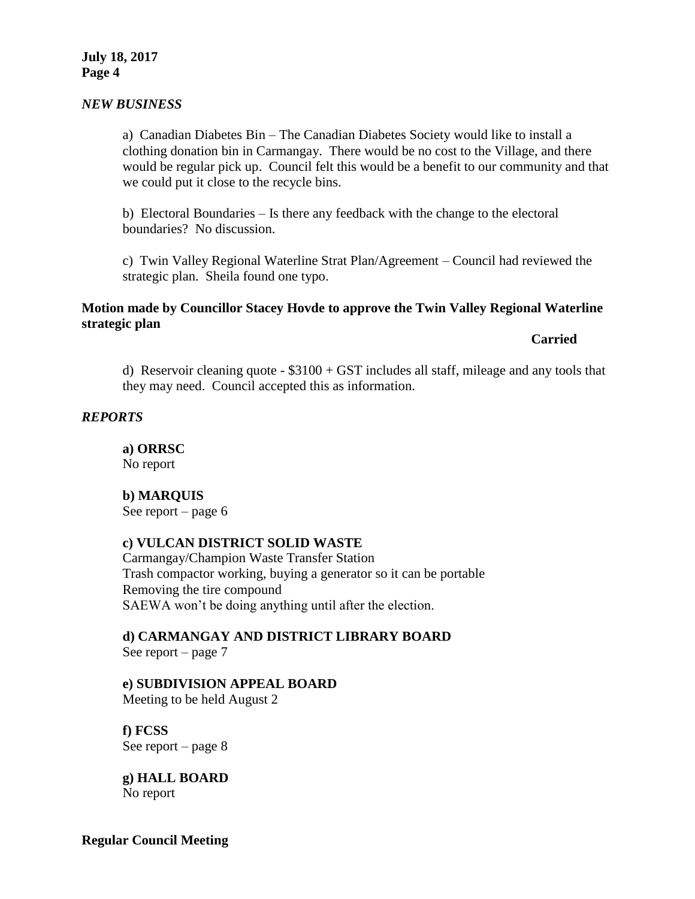## *NEW BUSINESS*

a) Canadian Diabetes Bin – The Canadian Diabetes Society would like to install a clothing donation bin in Carmangay. There would be no cost to the Village, and there would be regular pick up. Council felt this would be a benefit to our community and that we could put it close to the recycle bins.

b) Electoral Boundaries – Is there any feedback with the change to the electoral boundaries? No discussion.

c) Twin Valley Regional Waterline Strat Plan/Agreement – Council had reviewed the strategic plan. Sheila found one typo.

**Motion made by Councillor Stacey Hovde to approve the Twin Valley Regional Waterline strategic plan**

**Carried**

d) Reservoir cleaning quote - $3100 + GST includes all staff, mileage and any tools that they may need. Council accepted this as information.

## *REPORTS*

**a) ORRSC**
No report

**b) MARQUIS**
See report – page 6

**c) VULCAN DISTRICT SOLID WASTE**
Carmangay/Champion Waste Transfer Station
Trash compactor working, buying a generator so it can be portable
Removing the tire compound
SAEWA won't be doing anything until after the election.

**d) CARMANGAY AND DISTRICT LIBRARY BOARD**
See report – page 7

**e) SUBDIVISION APPEAL BOARD**
Meeting to be held August 2

**f) FCSS**
See report – page 8

**g) HALL BOARD**
No report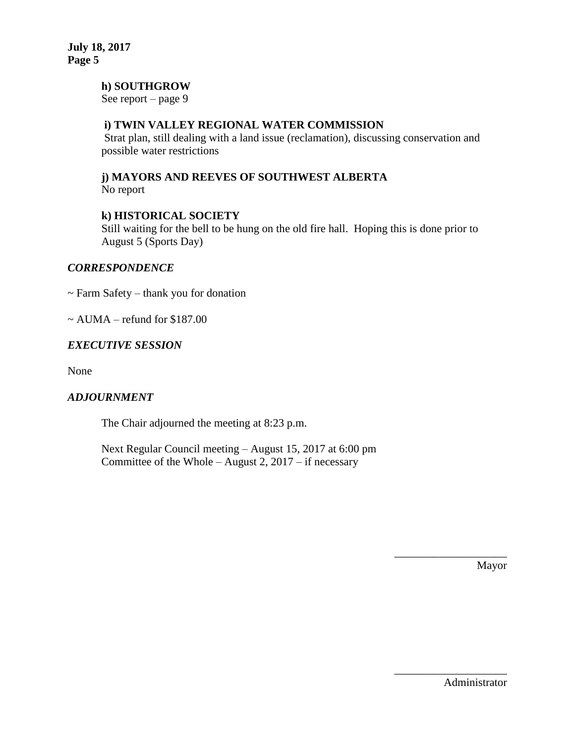**h) SOUTHGROW**
See report – page 9

**i) TWIN VALLEY REGIONAL WATER COMMISSION**
Strat plan, still dealing with a land issue (reclamation), discussing conservation and possible water restrictions

**j) MAYORS AND REEVES OF SOUTHWEST ALBERTA**
No report

**k) HISTORICAL SOCIETY**
Still waiting for the bell to be hung on the old fire hall. Hoping this is done prior to August 5 (Sports Day)

***CORRESPONDENCE***

~ Farm Safety – thank you for donation

~ AUMA – refund for $187.00

***EXECUTIVE SESSION***

None

***ADJOURNMENT***

The Chair adjourned the meeting at 8:23 p.m.

Next Regular Council meeting – August 15, 2017 at 6:00 pm
Committee of the Whole – August 2, 2017 – if necessary

\_\_\_\_\_\_\_\_\_\_\_\_\_\_\_\_\_\_\_\_
Mayor

\_\_\_\_\_\_\_\_\_\_\_\_\_\_\_\_\_\_\_\_
Administrator